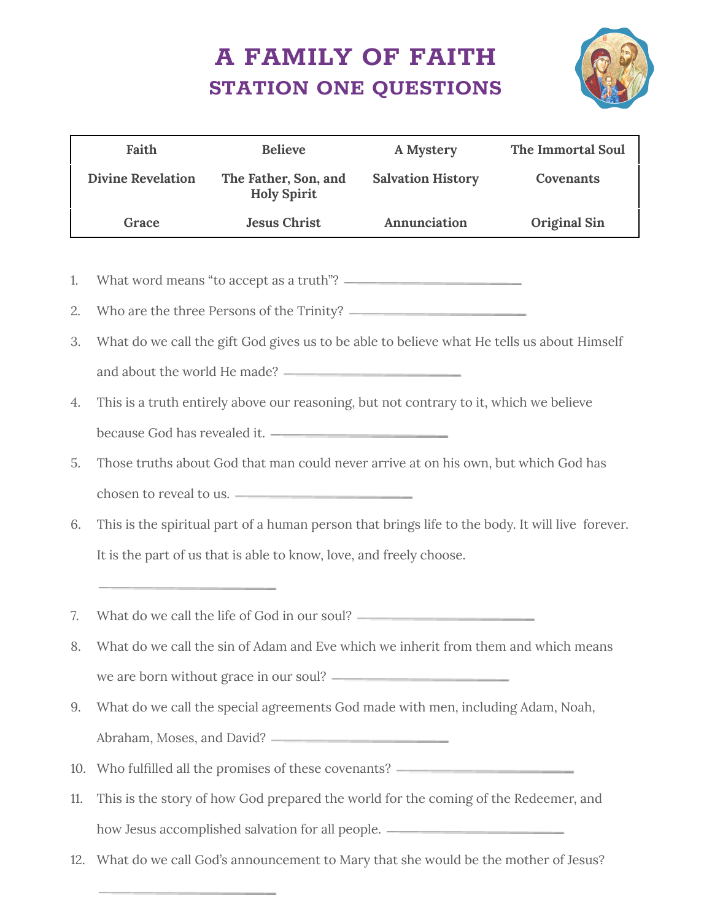# A FAMILY OF FAITH
## STATION ONE QUESTIONS

| Faith | Believe | A Mystery | The Immortal Soul |
|---|---|---|---|
| Divine Revelation | The Father, Son, and Holy Spirit | Salvation History | Covenants |
| Grace | Jesus Christ | Annunciation | Original Sin |

1. What word means "to accept as a truth"? ______________________
2. Who are the three Persons of the Trinity? ______________________
3. What do we call the gift God gives us to be able to believe what He tells us about Himself and about the world He made? ______________________
4. This is a truth entirely above our reasoning, but not contrary to it, which we believe because God has revealed it. ______________________
5. Those truths about God that man could never arrive at on his own, but which God has chosen to reveal to us. ______________________
6. This is the spiritual part of a human person that brings life to the body. It will live forever. It is the part of us that is able to know, love, and freely choose.

   ______________________
7. What do we call the life of God in our soul? ______________________
8. What do we call the sin of Adam and Eve which we inherit from them and which means we are born without grace in our soul? ______________________
9. What do we call the special agreements God made with men, including Adam, Noah, Abraham, Moses, and David? ______________________
10. Who fulfilled all the promises of these covenants? ______________________
11. This is the story of how God prepared the world for the coming of the Redeemer, and how Jesus accomplished salvation for all people. ______________________
12. What do we call God's announcement to Mary that she would be the mother of Jesus?

    ______________________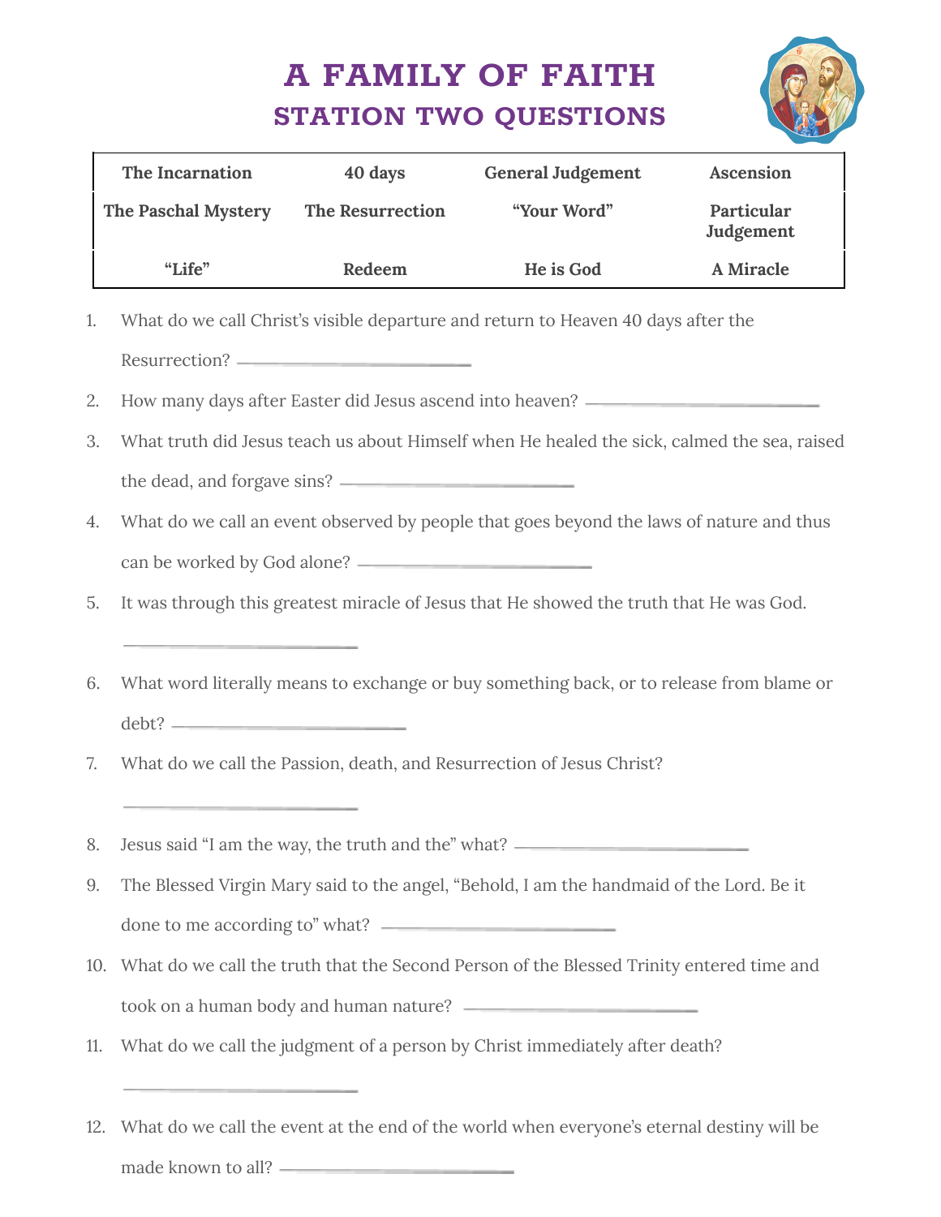# A FAMILY OF FAITH
## STATION TWO QUESTIONS

| The Incarnation | 40 days | General Judgement | Ascension |
|---|---|---|---|
| The Paschal Mystery | The Resurrection | "Your Word" | Particular Judgement |
| "Life" | Redeem | He is God | A Miracle |

1. What do we call Christ's visible departure and return to Heaven 40 days after the Resurrection? ____________________

2. How many days after Easter did Jesus ascend into heaven? ____________________

3. What truth did Jesus teach us about Himself when He healed the sick, calmed the sea, raised the dead, and forgave sins? ____________________

4. What do we call an event observed by people that goes beyond the laws of nature and thus can be worked by God alone? ____________________

5. It was through this greatest miracle of Jesus that He showed the truth that He was God.

   ____________________

6. What word literally means to exchange or buy something back, or to release from blame or debt? ____________________

7. What do we call the Passion, death, and Resurrection of Jesus Christ?

   ____________________

8. Jesus said "I am the way, the truth and the" what? ____________________

9. The Blessed Virgin Mary said to the angel, "Behold, I am the handmaid of the Lord. Be it done to me according to" what? ____________________

10. What do we call the truth that the Second Person of the Blessed Trinity entered time and took on a human body and human nature? ____________________

11. What do we call the judgment of a person by Christ immediately after death?

    ____________________

12. What do we call the event at the end of the world when everyone's eternal destiny will be made known to all? ____________________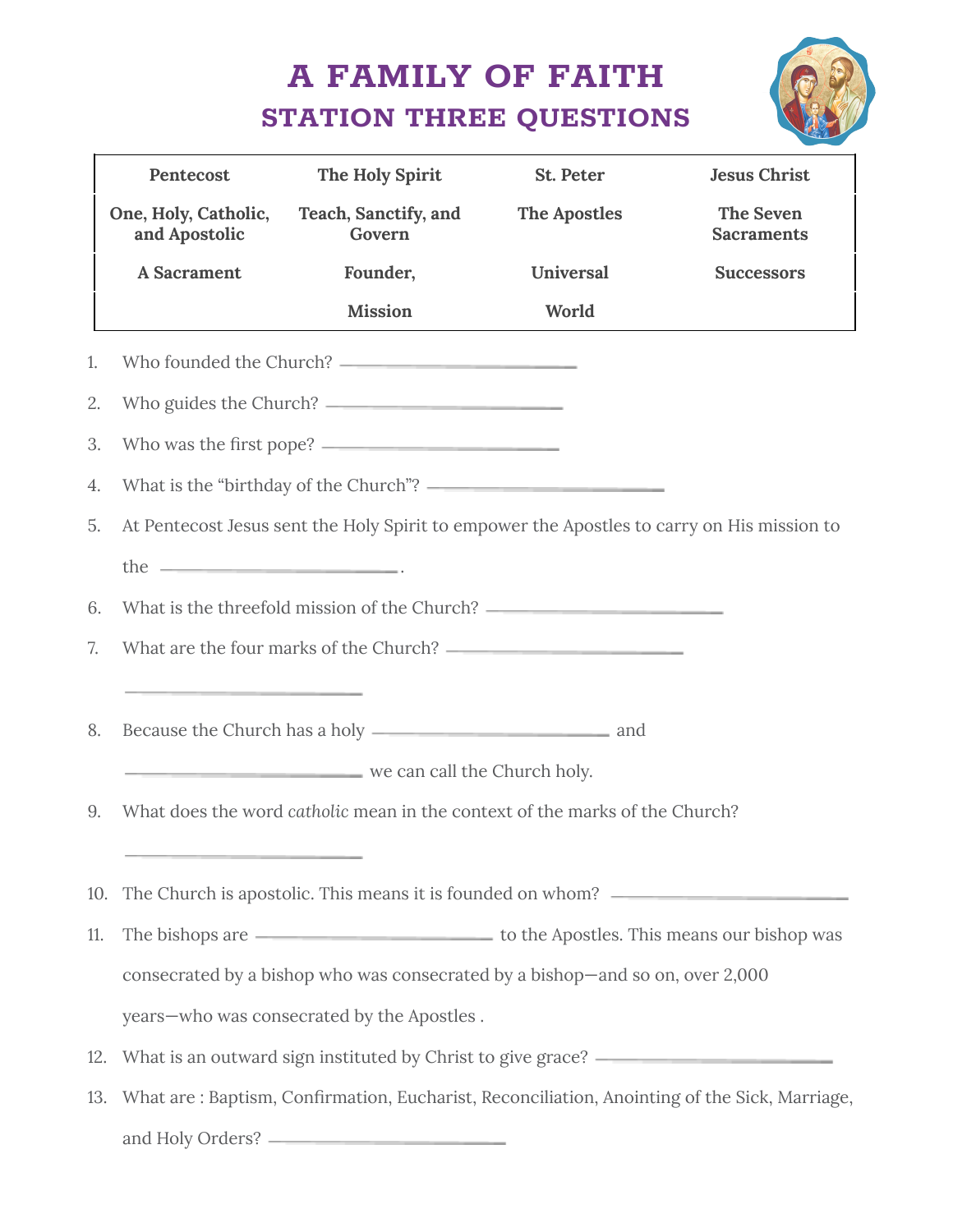# A FAMILY OF FAITH

## STATION THREE QUESTIONS

| Pentecost | The Holy Spirit | St. Peter | Jesus Christ |
|---|---|---|---|
| One, Holy, Catholic, and Apostolic | Teach, Sanctify, and Govern | The Apostles | The Seven Sacraments |
| A Sacrament | Founder, | Universal | Successors |
| | Mission | World | |

1. Who founded the Church? ______________________
2. Who guides the Church? ______________________
3. Who was the first pope? ______________________
4. What is the "birthday of the Church"? ______________________
5. At Pentecost Jesus sent the Holy Spirit to empower the Apostles to carry on His mission to the ______________________.
6. What is the threefold mission of the Church? ______________________
7. What are the four marks of the Church? ______________________

   ______________________
8. Because the Church has a holy ______________________ and ______________________ we can call the Church holy.
9. What does the word *catholic* mean in the context of the marks of the Church?

   ______________________
10. The Church is apostolic. This means it is founded on whom? ______________________
11. The bishops are ______________________ to the Apostles. This means our bishop was consecrated by a bishop who was consecrated by a bishop—and so on, over 2,000 years—who was consecrated by the Apostles .
12. What is an outward sign instituted by Christ to give grace? ______________________
13. What are : Baptism, Confirmation, Eucharist, Reconciliation, Anointing of the Sick, Marriage, and Holy Orders? ______________________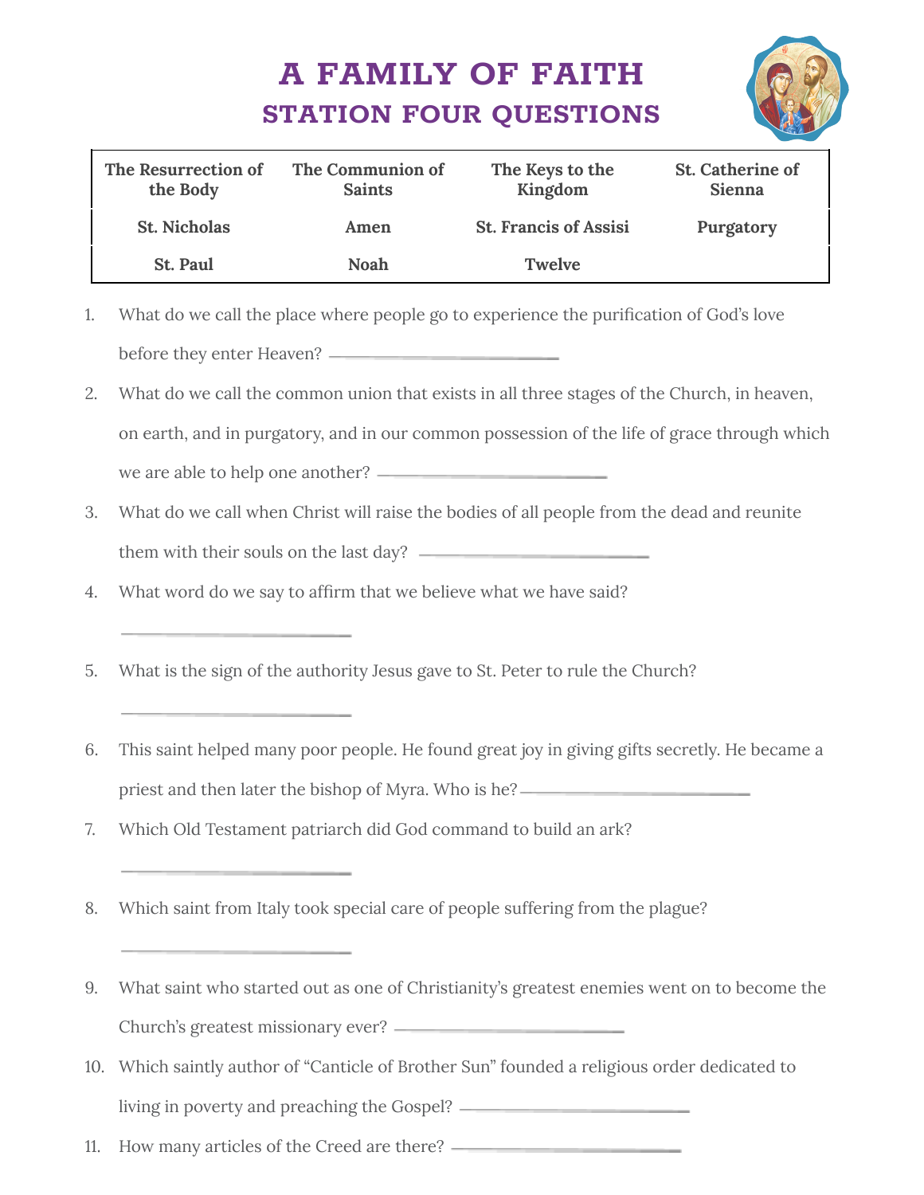# A FAMILY OF FAITH

## STATION FOUR QUESTIONS

| | | | |
|---|---|---|---|
| The Resurrection of the Body | The Communion of Saints | The Keys to the Kingdom | St. Catherine of Sienna |
| St. Nicholas | Amen | St. Francis of Assisi | Purgatory |
| St. Paul | Noah | Twelve | |

1. What do we call the place where people go to experience the purification of God's love before they enter Heaven? ________________

2. What do we call the common union that exists in all three stages of the Church, in heaven, on earth, and in purgatory, and in our common possession of the life of grace through which we are able to help one another? ________________

3. What do we call when Christ will raise the bodies of all people from the dead and reunite them with their souls on the last day? ________________

4. What word do we say to affirm that we believe what we have said?

   ________________

5. What is the sign of the authority Jesus gave to St. Peter to rule the Church?

   ________________

6. This saint helped many poor people. He found great joy in giving gifts secretly. He became a priest and then later the bishop of Myra. Who is he? ________________

7. Which Old Testament patriarch did God command to build an ark?

   ________________

8. Which saint from Italy took special care of people suffering from the plague?

   ________________

9. What saint who started out as one of Christianity's greatest enemies went on to become the Church's greatest missionary ever? ________________

10. Which saintly author of "Canticle of Brother Sun" founded a religious order dedicated to living in poverty and preaching the Gospel? ________________

11. How many articles of the Creed are there? ________________